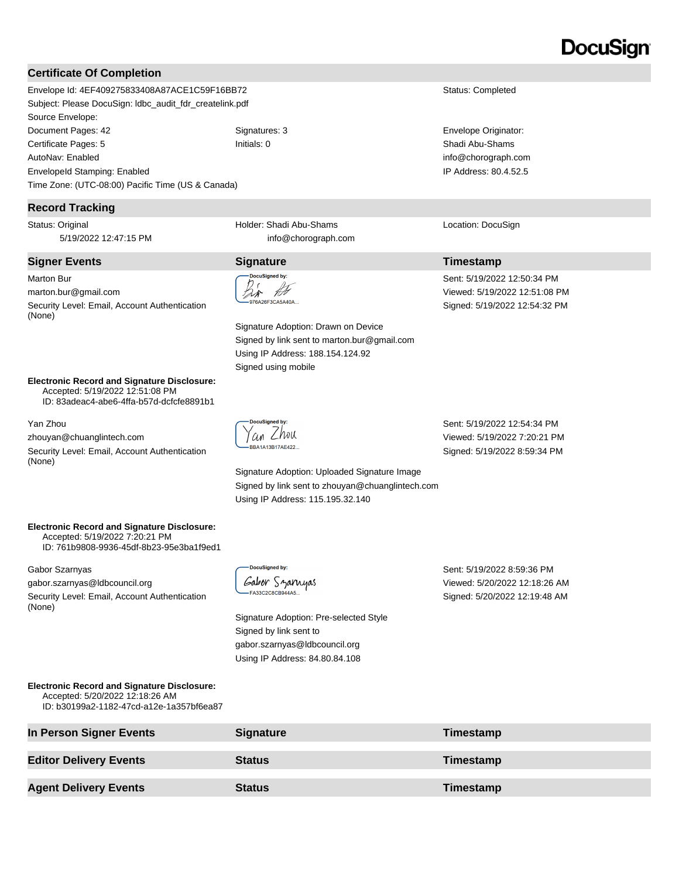DocuSign

## Certificate Of Completion

| | | |
|---|---|---|
| Envelope Id: 4EF409275833408A87ACE1C59F16BB72 | | Status: Completed |
| Subject: Please DocuSign: ldbc_audit_fdr_createlink.pdf | | |
| Source Envelope: | | |
| Document Pages: 42 | Signatures: 3 | Envelope Originator: |
| Certificate Pages: 5 | Initials: 0 | Shadi Abu-Shams |
| AutoNav: Enabled | | info@chorograph.com |
| EnvelopeId Stamping: Enabled | | IP Address: 80.4.52.5 |
| Time Zone: (UTC-08:00) Pacific Time (US & Canada) | | |

## Record Tracking

| | | |
|---|---|---|
| Status: Original<br>5/19/2022 12:47:15 PM | Holder: Shadi Abu-Shams<br>info@chorograph.com | Location: DocuSign |

| Signer Events | Signature | Timestamp |
|---|---|---|
| Marton Bur<br>marton.bur@gmail.com<br>Security Level: Email, Account Authentication (None) | DocuSigned by:<br>976A26F3CA5A40A...<br><br>Signature Adoption: Drawn on Device<br>Signed by link sent to marton.bur@gmail.com<br>Using IP Address: 188.154.124.92<br>Signed using mobile | Sent: 5/19/2022 12:50:34 PM<br>Viewed: 5/19/2022 12:51:08 PM<br>Signed: 5/19/2022 12:54:32 PM |
| **Electronic Record and Signature Disclosure:**<br>Accepted: 5/19/2022 12:51:08 PM<br>ID: 83adeac4-abe6-4ffa-b57d-dcfcfe8891b1 | | |
| Yan Zhou<br>zhouyan@chuanglintech.com<br>Security Level: Email, Account Authentication (None) | DocuSigned by:<br>Yan Zhou<br>BBA1A13B17AE422...<br><br>Signature Adoption: Uploaded Signature Image<br>Signed by link sent to zhouyan@chuanglintech.com<br>Using IP Address: 115.195.32.140 | Sent: 5/19/2022 12:54:34 PM<br>Viewed: 5/19/2022 7:20:21 PM<br>Signed: 5/19/2022 8:59:34 PM |
| **Electronic Record and Signature Disclosure:**<br>Accepted: 5/19/2022 7:20:21 PM<br>ID: 761b9808-9936-45df-8b23-95e3ba1f9ed1 | | |
| Gabor Szarnyas<br>gabor.szarnyas@ldbcouncil.org<br>Security Level: Email, Account Authentication (None) | DocuSigned by:<br>Gabor Szarnyas<br>FA33C2C8CB944A5...<br><br>Signature Adoption: Pre-selected Style<br>Signed by link sent to gabor.szarnyas@ldbcouncil.org<br>Using IP Address: 84.80.84.108 | Sent: 5/19/2022 8:59:36 PM<br>Viewed: 5/20/2022 12:18:26 AM<br>Signed: 5/20/2022 12:19:48 AM |
| **Electronic Record and Signature Disclosure:**<br>Accepted: 5/20/2022 12:18:26 AM<br>ID: b30199a2-1182-47cd-a12e-1a357bf6ea87 | | |

| In Person Signer Events | Signature | Timestamp |
|---|---|---|

| Editor Delivery Events | Status | Timestamp |
|---|---|---|

| Agent Delivery Events | Status | Timestamp |
|---|---|---|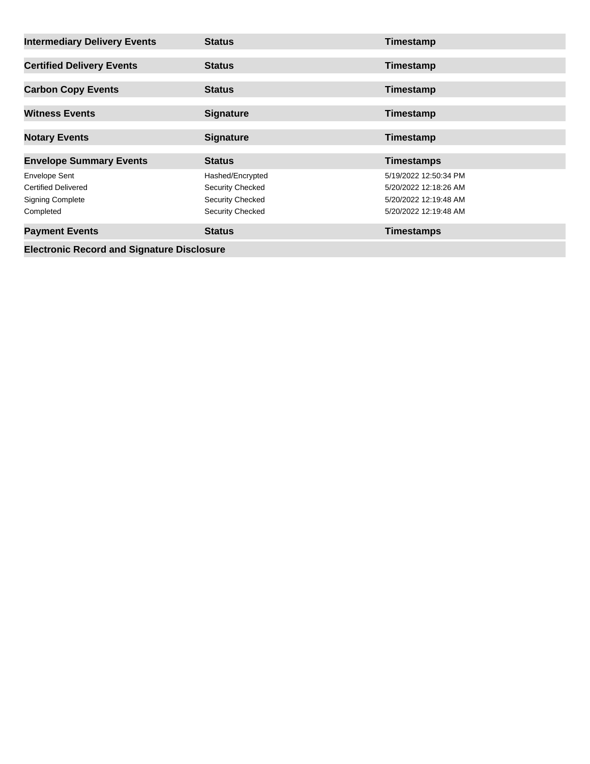| Intermediary Delivery Events | Status | Timestamp |
| --- | --- | --- |

| Certified Delivery Events | Status | Timestamp |
| --- | --- | --- |

| Carbon Copy Events | Status | Timestamp |
| --- | --- | --- |

| Witness Events | Signature | Timestamp |
| --- | --- | --- |

| Notary Events | Signature | Timestamp |
| --- | --- | --- |

| Envelope Summary Events | Status | Timestamps |
| --- | --- | --- |
| Envelope Sent | Hashed/Encrypted | 5/19/2022 12:50:34 PM |
| Certified Delivered | Security Checked | 5/20/2022 12:18:26 AM |
| Signing Complete | Security Checked | 5/20/2022 12:19:48 AM |
| Completed | Security Checked | 5/20/2022 12:19:48 AM |

| Payment Events | Status | Timestamps |
| --- | --- | --- |

**Electronic Record and Signature Disclosure**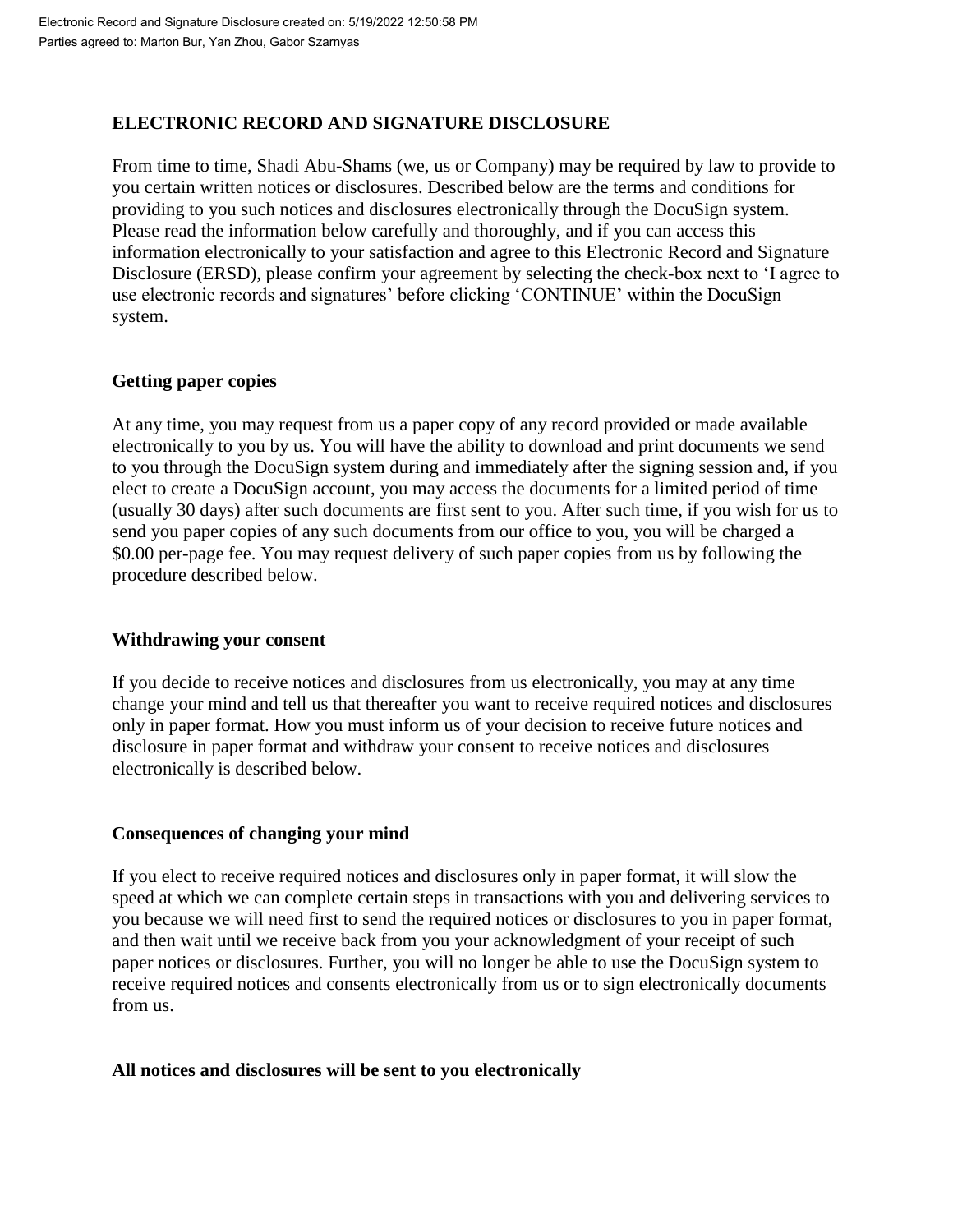Electronic Record and Signature Disclosure created on: 5/19/2022 12:50:58 PM
Parties agreed to: Marton Bur, Yan Zhou, Gabor Szarnyas

## ELECTRONIC RECORD AND SIGNATURE DISCLOSURE

From time to time, Shadi Abu-Shams (we, us or Company) may be required by law to provide to you certain written notices or disclosures. Described below are the terms and conditions for providing to you such notices and disclosures electronically through the DocuSign system. Please read the information below carefully and thoroughly, and if you can access this information electronically to your satisfaction and agree to this Electronic Record and Signature Disclosure (ERSD), please confirm your agreement by selecting the check-box next to 'I agree to use electronic records and signatures' before clicking 'CONTINUE' within the DocuSign system.

### Getting paper copies

At any time, you may request from us a paper copy of any record provided or made available electronically to you by us. You will have the ability to download and print documents we send to you through the DocuSign system during and immediately after the signing session and, if you elect to create a DocuSign account, you may access the documents for a limited period of time (usually 30 days) after such documents are first sent to you. After such time, if you wish for us to send you paper copies of any such documents from our office to you, you will be charged a $0.00 per-page fee. You may request delivery of such paper copies from us by following the procedure described below.

### Withdrawing your consent

If you decide to receive notices and disclosures from us electronically, you may at any time change your mind and tell us that thereafter you want to receive required notices and disclosures only in paper format. How you must inform us of your decision to receive future notices and disclosure in paper format and withdraw your consent to receive notices and disclosures electronically is described below.

### Consequences of changing your mind

If you elect to receive required notices and disclosures only in paper format, it will slow the speed at which we can complete certain steps in transactions with you and delivering services to you because we will need first to send the required notices or disclosures to you in paper format, and then wait until we receive back from you your acknowledgment of your receipt of such paper notices or disclosures. Further, you will no longer be able to use the DocuSign system to receive required notices and consents electronically from us or to sign electronically documents from us.

### All notices and disclosures will be sent to you electronically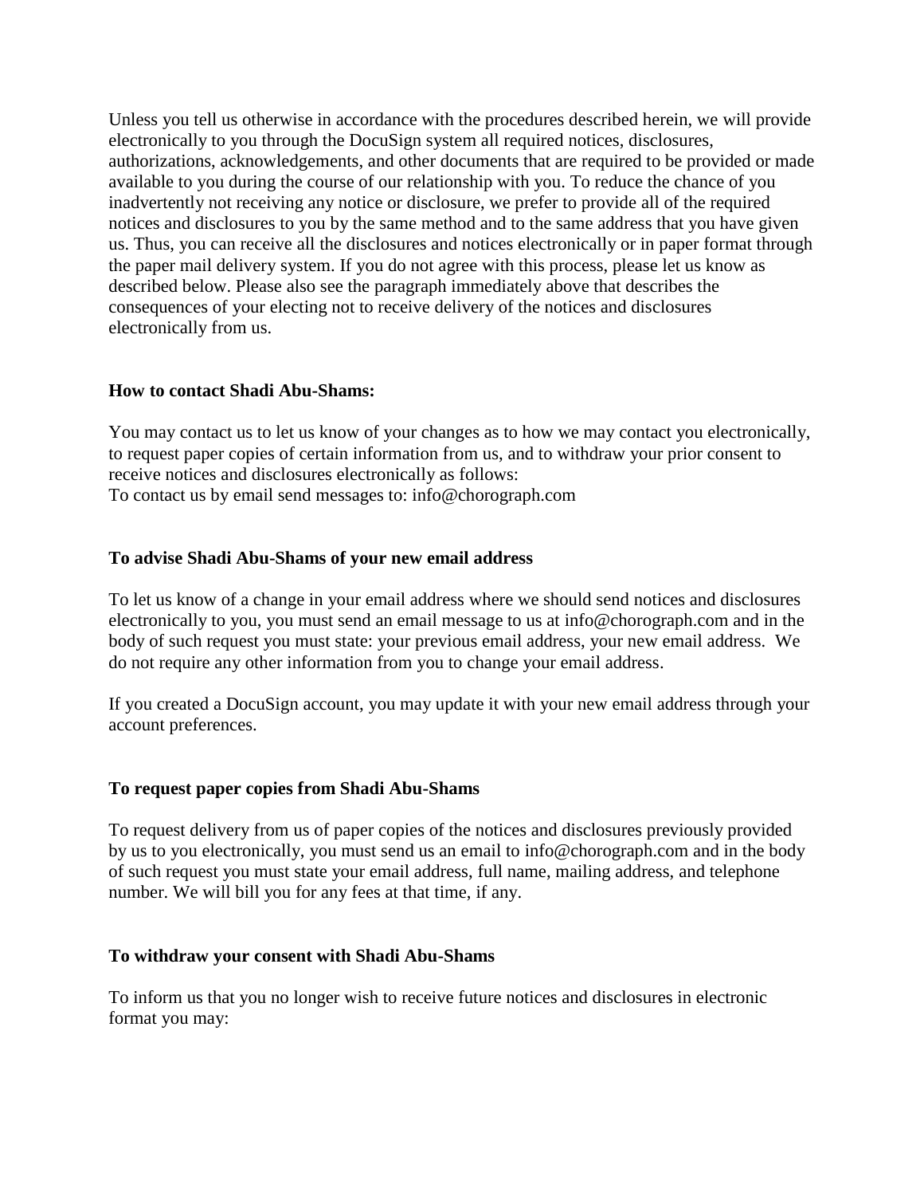Unless you tell us otherwise in accordance with the procedures described herein, we will provide electronically to you through the DocuSign system all required notices, disclosures, authorizations, acknowledgements, and other documents that are required to be provided or made available to you during the course of our relationship with you. To reduce the chance of you inadvertently not receiving any notice or disclosure, we prefer to provide all of the required notices and disclosures to you by the same method and to the same address that you have given us. Thus, you can receive all the disclosures and notices electronically or in paper format through the paper mail delivery system. If you do not agree with this process, please let us know as described below. Please also see the paragraph immediately above that describes the consequences of your electing not to receive delivery of the notices and disclosures electronically from us.

**How to contact Shadi Abu-Shams:**

You may contact us to let us know of your changes as to how we may contact you electronically, to request paper copies of certain information from us, and to withdraw your prior consent to receive notices and disclosures electronically as follows:
To contact us by email send messages to: info@chorograph.com

**To advise Shadi Abu-Shams of your new email address**

To let us know of a change in your email address where we should send notices and disclosures electronically to you, you must send an email message to us at info@chorograph.com and in the body of such request you must state: your previous email address, your new email address. We do not require any other information from you to change your email address.

If you created a DocuSign account, you may update it with your new email address through your account preferences.

**To request paper copies from Shadi Abu-Shams**

To request delivery from us of paper copies of the notices and disclosures previously provided by us to you electronically, you must send us an email to info@chorograph.com and in the body of such request you must state your email address, full name, mailing address, and telephone number. We will bill you for any fees at that time, if any.

**To withdraw your consent with Shadi Abu-Shams**

To inform us that you no longer wish to receive future notices and disclosures in electronic format you may: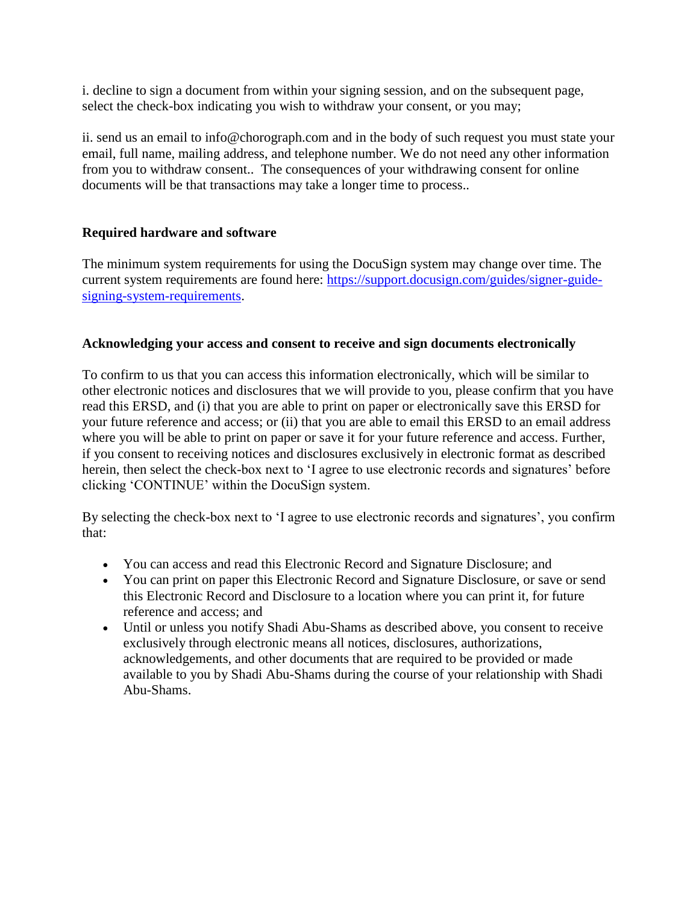i. decline to sign a document from within your signing session, and on the subsequent page, select the check-box indicating you wish to withdraw your consent, or you may;

ii. send us an email to info@chorograph.com and in the body of such request you must state your email, full name, mailing address, and telephone number. We do not need any other information from you to withdraw consent.. The consequences of your withdrawing consent for online documents will be that transactions may take a longer time to process..

**Required hardware and software**

The minimum system requirements for using the DocuSign system may change over time. The current system requirements are found here: [https://support.docusign.com/guides/signer-guide-signing-system-requirements](https://support.docusign.com/guides/signer-guide-signing-system-requirements).

**Acknowledging your access and consent to receive and sign documents electronically**

To confirm to us that you can access this information electronically, which will be similar to other electronic notices and disclosures that we will provide to you, please confirm that you have read this ERSD, and (i) that you are able to print on paper or electronically save this ERSD for your future reference and access; or (ii) that you are able to email this ERSD to an email address where you will be able to print on paper or save it for your future reference and access. Further, if you consent to receiving notices and disclosures exclusively in electronic format as described herein, then select the check-box next to 'I agree to use electronic records and signatures' before clicking 'CONTINUE' within the DocuSign system.

By selecting the check-box next to 'I agree to use electronic records and signatures', you confirm that:

- You can access and read this Electronic Record and Signature Disclosure; and
- You can print on paper this Electronic Record and Signature Disclosure, or save or send this Electronic Record and Disclosure to a location where you can print it, for future reference and access; and
- Until or unless you notify Shadi Abu-Shams as described above, you consent to receive exclusively through electronic means all notices, disclosures, authorizations, acknowledgements, and other documents that are required to be provided or made available to you by Shadi Abu-Shams during the course of your relationship with Shadi Abu-Shams.